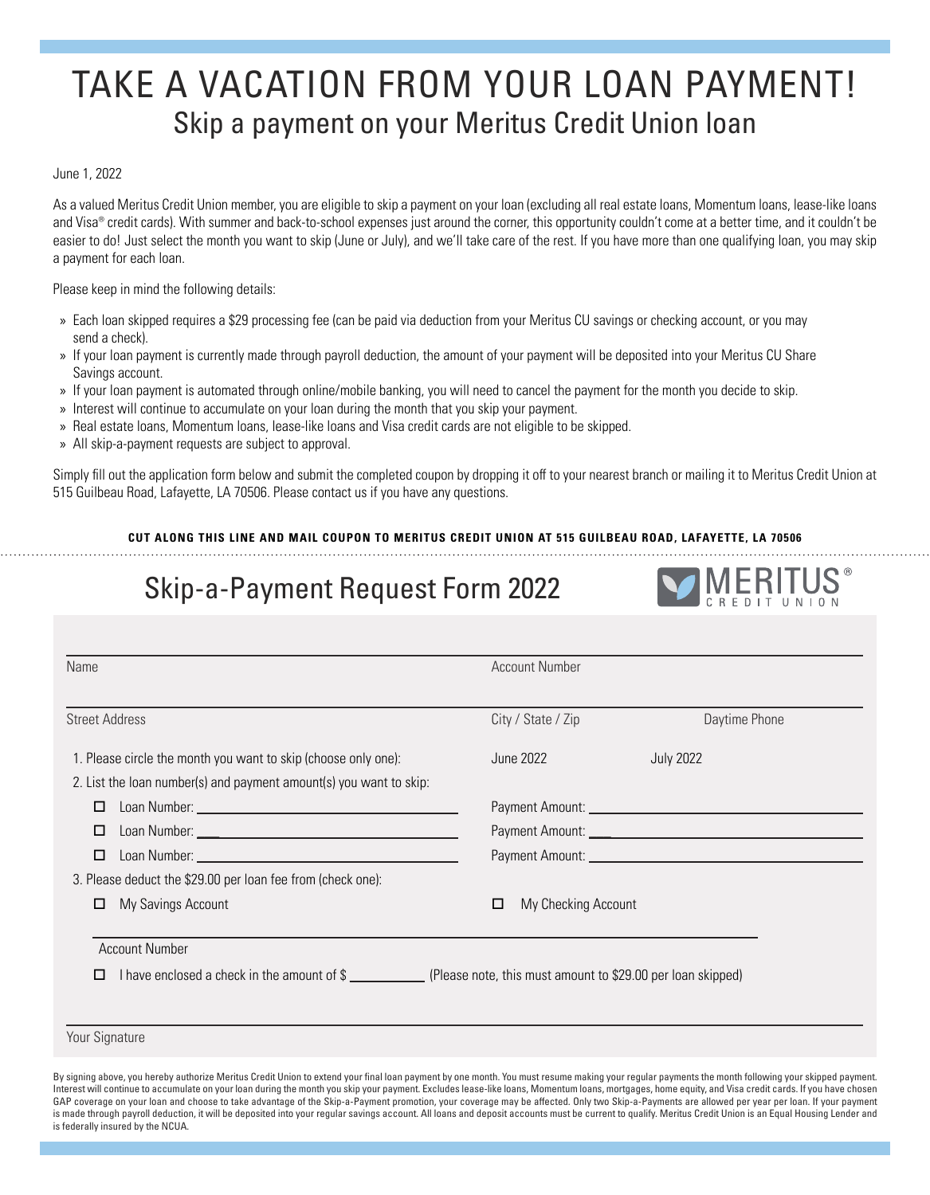# TAKE A VACATION FROM YOUR LOAN PAYMENT!

## Skip a payment on your Meritus Credit Union loan

June 1, 2022

As a valued Meritus Credit Union member, you are eligible to skip a payment on your loan (excluding all real estate loans, Momentum loans, lease-like loans and Visa® credit cards). With summer and back-to-school expenses just around the corner, this opportunity couldn't come at a better time, and it couldn't be easier to do! Just select the month you want to skip (June or July), and we'll take care of the rest. If you have more than one qualifying loan, you may skip a payment for each loan.

Please keep in mind the following details:

- Each loan skipped requires a $29 processing fee (can be paid via deduction from your Meritus CU savings or checking account, or you may send a check).
- If your loan payment is currently made through payroll deduction, the amount of your payment will be deposited into your Meritus CU Share Savings account.
- If your loan payment is automated through online/mobile banking, you will need to cancel the payment for the month you decide to skip.
- Interest will continue to accumulate on your loan during the month that you skip your payment.
- Real estate loans, Momentum loans, lease-like loans and Visa credit cards are not eligible to be skipped.
- All skip-a-payment requests are subject to approval.

Simply fill out the application form below and submit the completed coupon by dropping it off to your nearest branch or mailing it to Meritus Credit Union at 515 Guilbeau Road, Lafayette, LA 70506. Please contact us if you have any questions.

**CUT ALONG THIS LINE AND MAIL COUPON TO MERITUS CREDIT UNION AT 515 GUILBEAU ROAD, LAFAYETTE, LA 70506**

---

## Skip-a-Payment Request Form 2022

MERITUS® CREDIT UNION

Name ______________________ Account Number ______________________

Street Address ______________________ City / State / Zip ______________________ Daytime Phone ______________________

1. Please circle the month you want to skip (choose only one): June 2022 July 2022
2. List the loan number(s) and payment amount(s) you want to skip:
   - ☐ Loan Number: ______________________ Payment Amount: ______________________
   - ☐ Loan Number: ______________________ Payment Amount: ______________________
   - ☐ Loan Number: ______________________ Payment Amount: ______________________
3. Please deduct the $29.00 per loan fee from (check one):
   - ☐ My Savings Account ☐ My Checking Account

   Account Number ______________________

   - ☐ I have enclosed a check in the amount of $ __________ (Please note, this must amount to $29.00 per loan skipped)

Your Signature ______________________

By signing above, you hereby authorize Meritus Credit Union to extend your final loan payment by one month. You must resume making your regular payments the month following your skipped payment. Interest will continue to accumulate on your loan during the month you skip your payment. Excludes lease-like loans, Momentum loans, mortgages, home equity, and Visa credit cards. If you have chosen GAP coverage on your loan and choose to take advantage of the Skip-a-Payment promotion, your coverage may be affected. Only two Skip-a-Payments are allowed per year per loan. If your payment is made through payroll deduction, it will be deposited into your regular savings account. All loans and deposit accounts must be current to qualify. Meritus Credit Union is an Equal Housing Lender and is federally insured by the NCUA.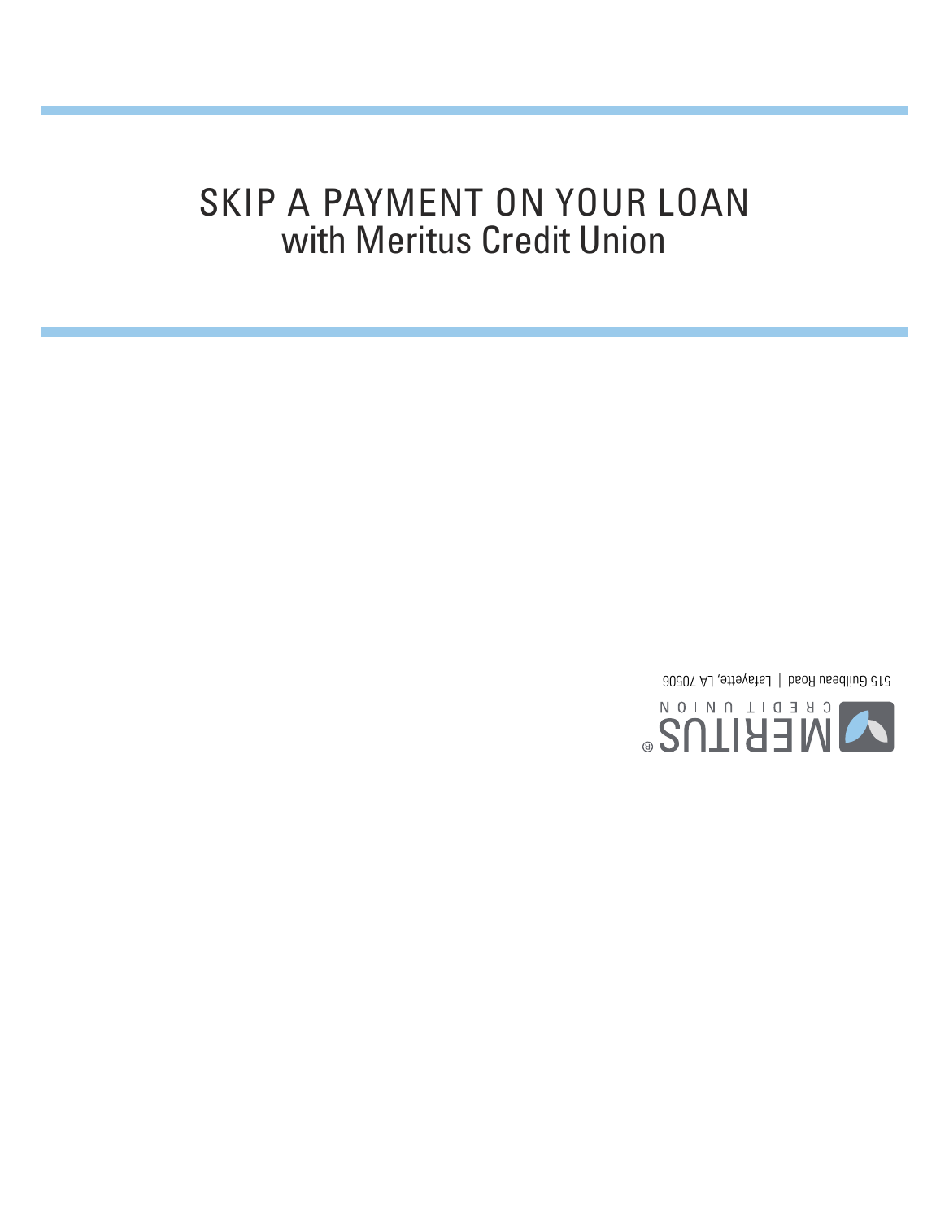# SKIP A PAYMENT ON YOUR LOAN
## with Meritus Credit Union

MERITUS® CREDIT UNION

515 Guilbeau Road | Lafayette, LA 70506